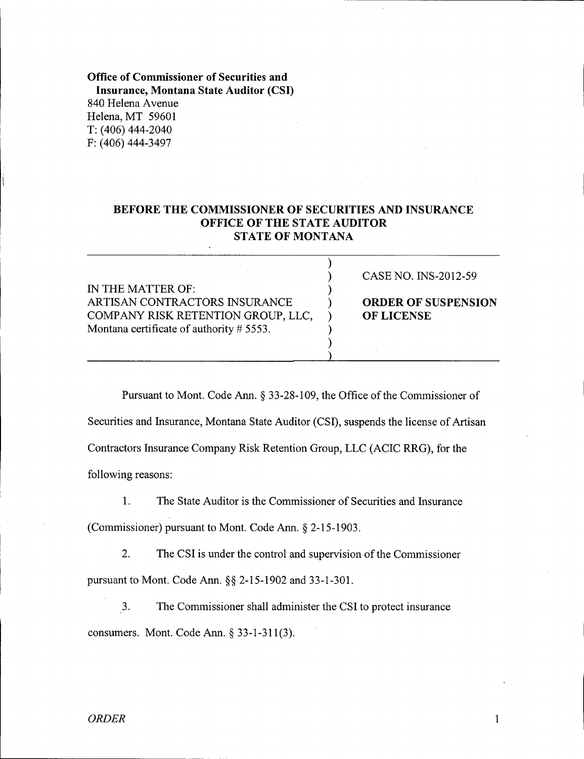**Office of Commissioner of Securities and Insurance, Montana State Auditor (CSI)**
840 Helena Avenue
Helena, MT 59601
T: (406) 444-2040
F: (406) 444-3497

## BEFORE THE COMMISSIONER OF SECURITIES AND INSURANCE
## OFFICE OF THE STATE AUDITOR
## STATE OF MONTANA

| | |
|---|---|
| IN THE MATTER OF:<br>ARTISAN CONTRACTORS INSURANCE COMPANY RISK RETENTION GROUP, LLC, Montana certificate of authority # 5553. | CASE NO. INS-2012-59<br><br>**ORDER OF SUSPENSION OF LICENSE** |

Pursuant to Mont. Code Ann. § 33-28-109, the Office of the Commissioner of Securities and Insurance, Montana State Auditor (CSI), suspends the license of Artisan Contractors Insurance Company Risk Retention Group, LLC (ACIC RRG), for the following reasons:

1. The State Auditor is the Commissioner of Securities and Insurance (Commissioner) pursuant to Mont. Code Ann. § 2-15-1903.

2. The CSI is under the control and supervision of the Commissioner pursuant to Mont. Code Ann. §§ 2-15-1902 and 33-1-301.

3. The Commissioner shall administer the CSI to protect insurance consumers. Mont. Code Ann. § 33-1-311(3).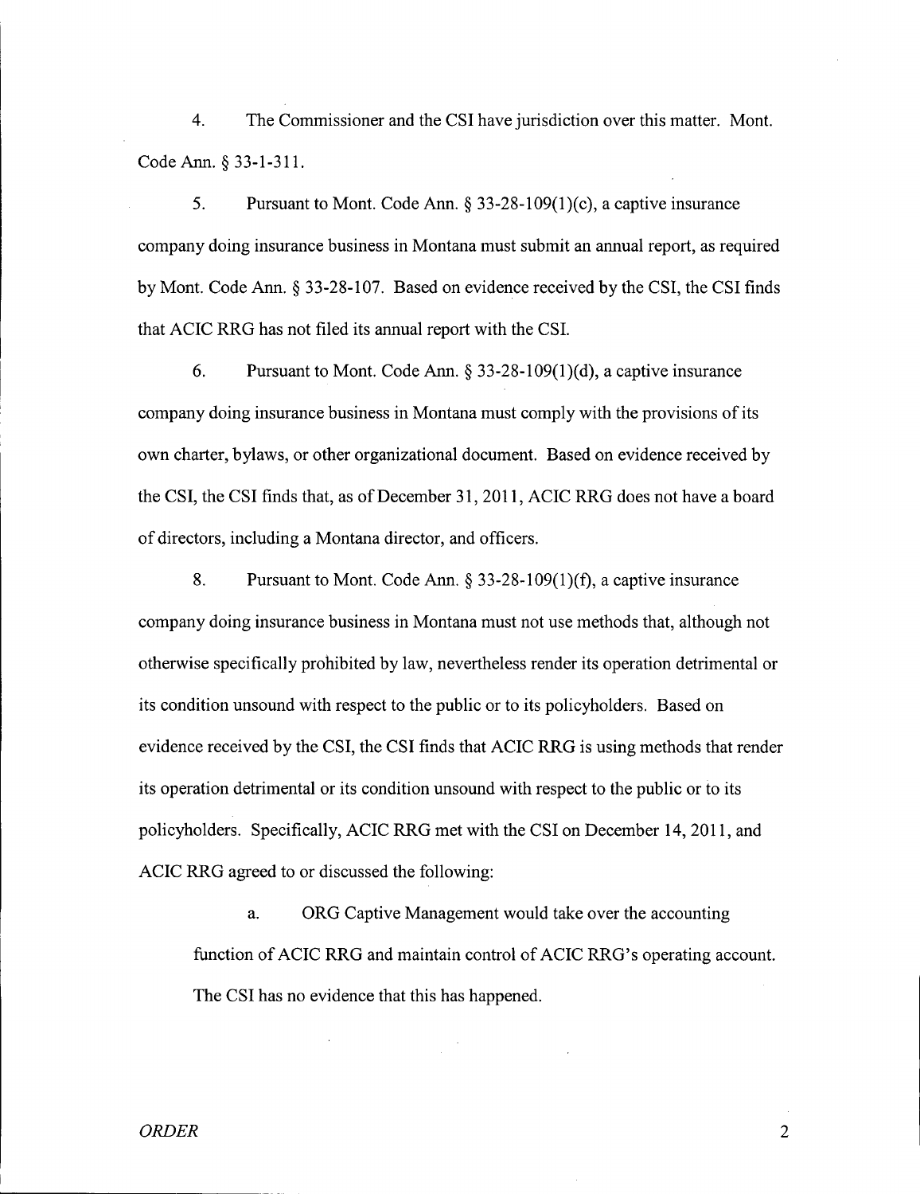4. The Commissioner and the CSI have jurisdiction over this matter. Mont. Code Ann. § 33-1-311.

5. Pursuant to Mont. Code Ann. § 33-28-109(1)(c), a captive insurance company doing insurance business in Montana must submit an annual report, as required by Mont. Code Ann. § 33-28-107. Based on evidence received by the CSI, the CSI finds that ACIC RRG has not filed its annual report with the CSI.

6. Pursuant to Mont. Code Ann. § 33-28-109(1)(d), a captive insurance company doing insurance business in Montana must comply with the provisions of its own charter, bylaws, or other organizational document. Based on evidence received by the CSI, the CSI finds that, as of December 31, 2011, ACIC RRG does not have a board of directors, including a Montana director, and officers.

8. Pursuant to Mont. Code Ann. § 33-28-109(1)(f), a captive insurance company doing insurance business in Montana must not use methods that, although not otherwise specifically prohibited by law, nevertheless render its operation detrimental or its condition unsound with respect to the public or to its policyholders. Based on evidence received by the CSI, the CSI finds that ACIC RRG is using methods that render its operation detrimental or its condition unsound with respect to the public or to its policyholders. Specifically, ACIC RRG met with the CSI on December 14, 2011, and ACIC RRG agreed to or discussed the following:

a. ORG Captive Management would take over the accounting function of ACIC RRG and maintain control of ACIC RRG's operating account. The CSI has no evidence that this has happened.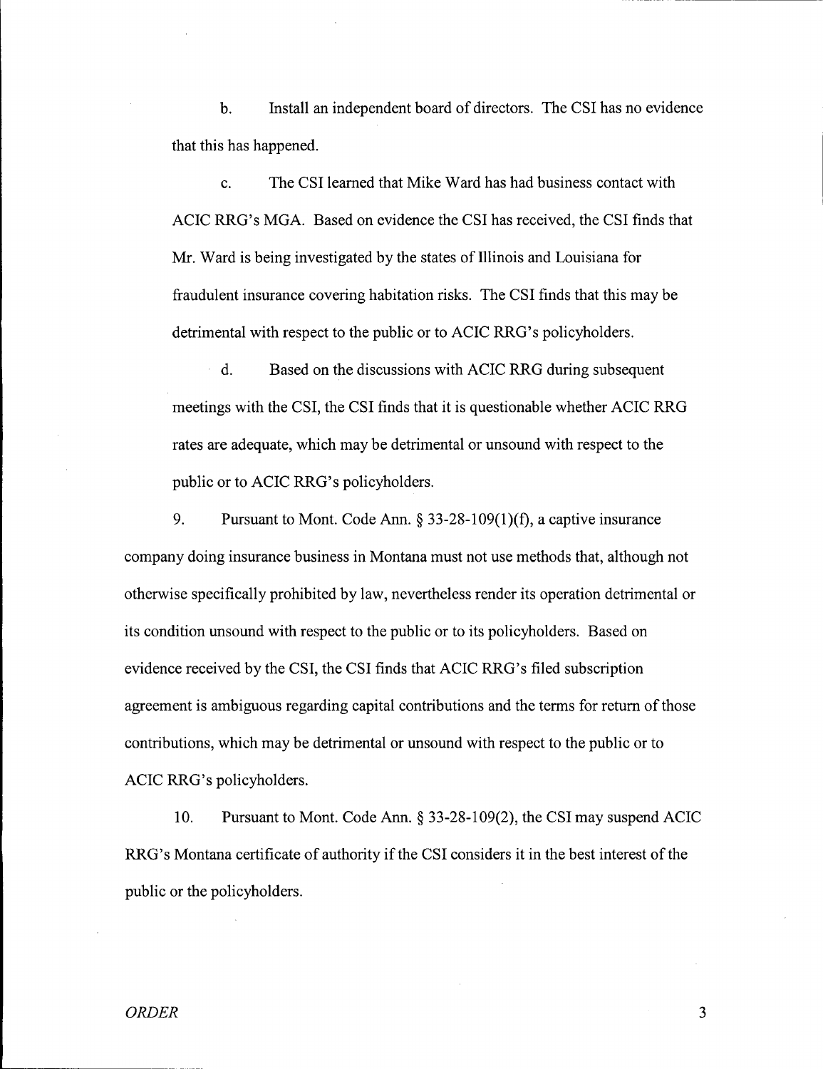b. Install an independent board of directors. The CSI has no evidence that this has happened.

c. The CSI learned that Mike Ward has had business contact with ACIC RRG's MGA. Based on evidence the CSI has received, the CSI finds that Mr. Ward is being investigated by the states of Illinois and Louisiana for fraudulent insurance covering habitation risks. The CSI finds that this may be detrimental with respect to the public or to ACIC RRG's policyholders.

d. Based on the discussions with ACIC RRG during subsequent meetings with the CSI, the CSI finds that it is questionable whether ACIC RRG rates are adequate, which may be detrimental or unsound with respect to the public or to ACIC RRG's policyholders.

9. Pursuant to Mont. Code Ann. § 33-28-109(1)(f), a captive insurance company doing insurance business in Montana must not use methods that, although not otherwise specifically prohibited by law, nevertheless render its operation detrimental or its condition unsound with respect to the public or to its policyholders. Based on evidence received by the CSI, the CSI finds that ACIC RRG's filed subscription agreement is ambiguous regarding capital contributions and the terms for return of those contributions, which may be detrimental or unsound with respect to the public or to ACIC RRG's policyholders.

10. Pursuant to Mont. Code Ann. § 33-28-109(2), the CSI may suspend ACIC RRG's Montana certificate of authority if the CSI considers it in the best interest of the public or the policyholders.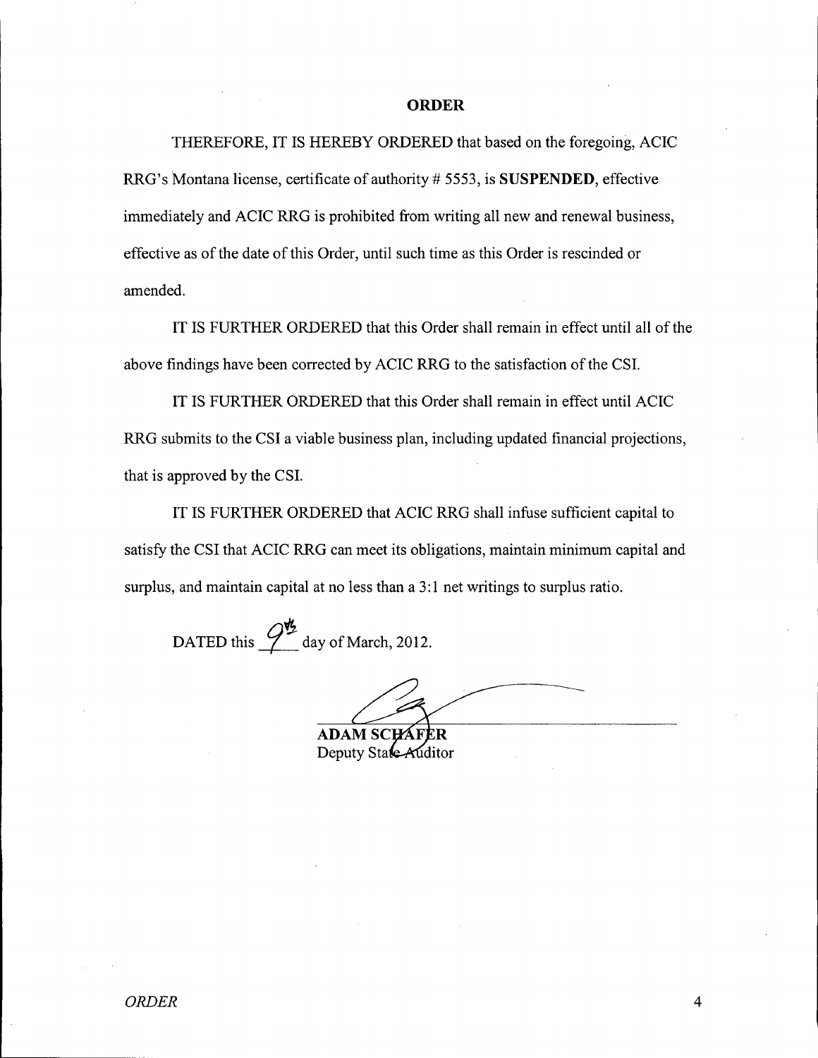## ORDER

THEREFORE, IT IS HEREBY ORDERED that based on the foregoing, ACIC RRG's Montana license, certificate of authority # 5553, is **SUSPENDED**, effective immediately and ACIC RRG is prohibited from writing all new and renewal business, effective as of the date of this Order, until such time as this Order is rescinded or amended.

IT IS FURTHER ORDERED that this Order shall remain in effect until all of the above findings have been corrected by ACIC RRG to the satisfaction of the CSI.

IT IS FURTHER ORDERED that this Order shall remain in effect until ACIC RRG submits to the CSI a viable business plan, including updated financial projections, that is approved by the CSI.

IT IS FURTHER ORDERED that ACIC RRG shall infuse sufficient capital to satisfy the CSI that ACIC RRG can meet its obligations, maintain minimum capital and surplus, and maintain capital at no less than a 3:1 net writings to surplus ratio.

DATED this 9th day of March, 2012.

**ADAM SCHAFER**
Deputy State Auditor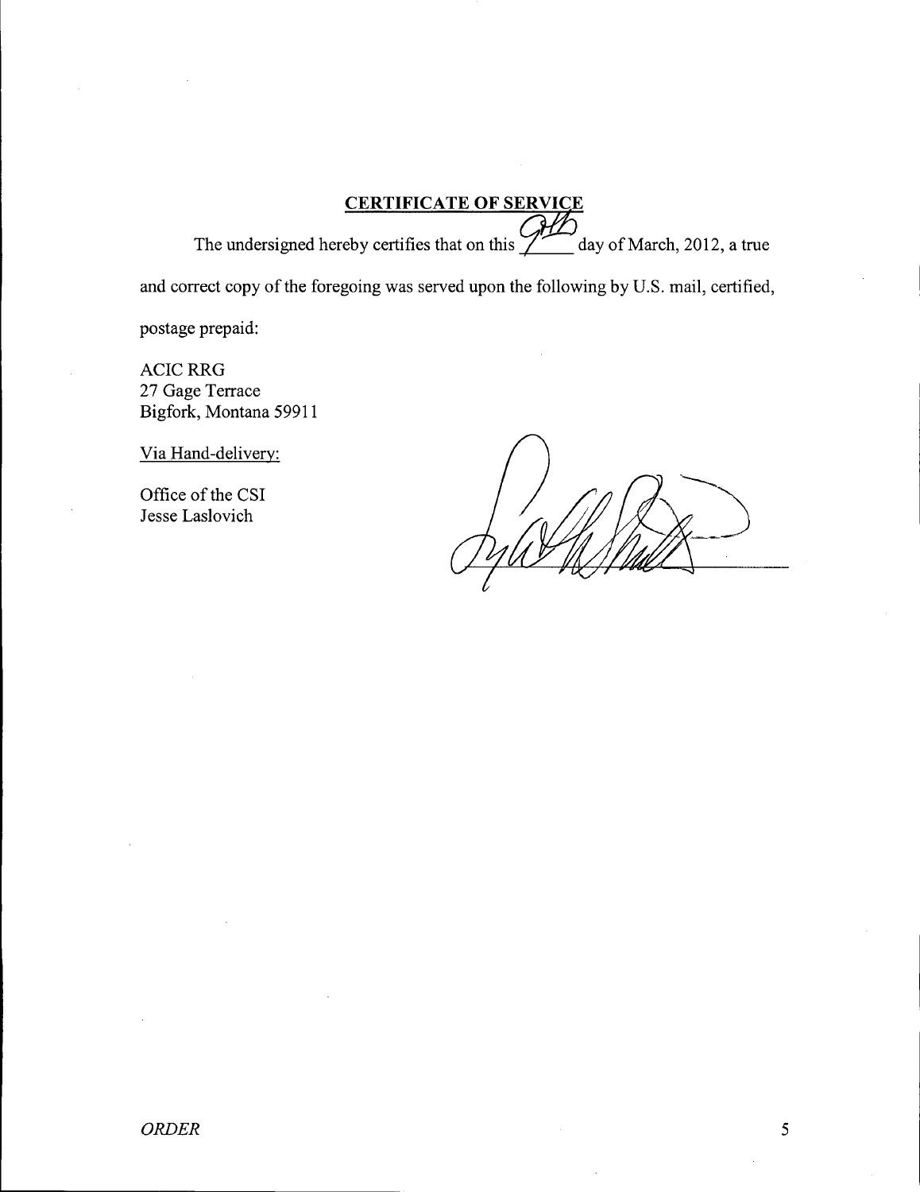**CERTIFICATE OF SERVICE**

The undersigned hereby certifies that on this 9th day of March, 2012, a true and correct copy of the foregoing was served upon the following by U.S. mail, certified, postage prepaid:

ACIC RRG
27 Gage Terrace
Bigfork, Montana 59911

Via Hand-delivery:

Office of the CSI
Jesse Laslovich

*ORDER*